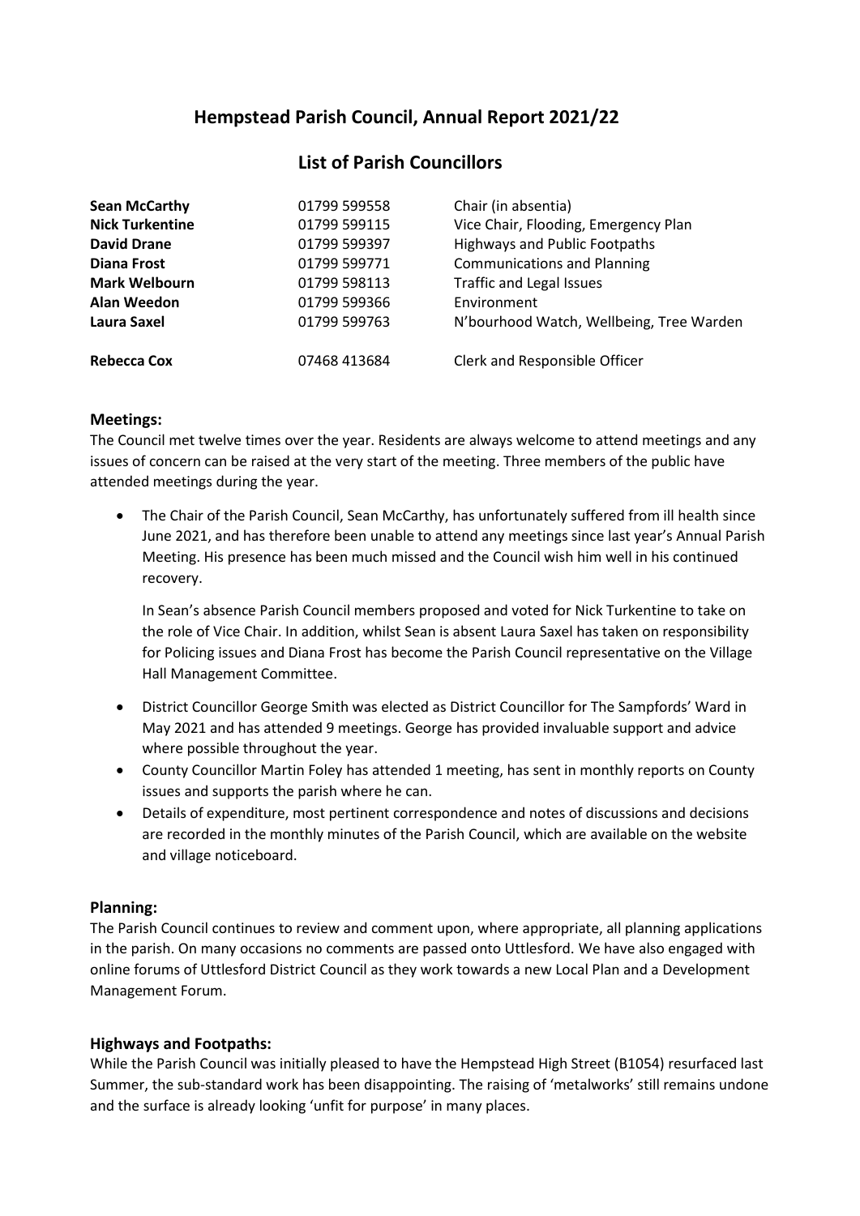# Hempstead Parish Council, Annual Report 2021/22

## List of Parish Councillors

| | | |
|---|---|---|
| **Sean McCarthy** | 01799 599558 | Chair (in absentia) |
| **Nick Turkentine** | 01799 599115 | Vice Chair, Flooding, Emergency Plan |
| **David Drane** | 01799 599397 | Highways and Public Footpaths |
| **Diana Frost** | 01799 599771 | Communications and Planning |
| **Mark Welbourn** | 01799 598113 | Traffic and Legal Issues |
| **Alan Weedon** | 01799 599366 | Environment |
| **Laura Saxel** | 01799 599763 | N'bourhood Watch, Wellbeing, Tree Warden |
| **Rebecca Cox** | 07468 413684 | Clerk and Responsible Officer |

### Meetings:

The Council met twelve times over the year. Residents are always welcome to attend meetings and any issues of concern can be raised at the very start of the meeting. Three members of the public have attended meetings during the year.

- The Chair of the Parish Council, Sean McCarthy, has unfortunately suffered from ill health since June 2021, and has therefore been unable to attend any meetings since last year's Annual Parish Meeting. His presence has been much missed and the Council wish him well in his continued recovery.

  In Sean's absence Parish Council members proposed and voted for Nick Turkentine to take on the role of Vice Chair. In addition, whilst Sean is absent Laura Saxel has taken on responsibility for Policing issues and Diana Frost has become the Parish Council representative on the Village Hall Management Committee.

- District Councillor George Smith was elected as District Councillor for The Sampfords' Ward in May 2021 and has attended 9 meetings. George has provided invaluable support and advice where possible throughout the year.
- County Councillor Martin Foley has attended 1 meeting, has sent in monthly reports on County issues and supports the parish where he can.
- Details of expenditure, most pertinent correspondence and notes of discussions and decisions are recorded in the monthly minutes of the Parish Council, which are available on the website and village noticeboard.

### Planning:

The Parish Council continues to review and comment upon, where appropriate, all planning applications in the parish. On many occasions no comments are passed onto Uttlesford. We have also engaged with online forums of Uttlesford District Council as they work towards a new Local Plan and a Development Management Forum.

### Highways and Footpaths:

While the Parish Council was initially pleased to have the Hempstead High Street (B1054) resurfaced last Summer, the sub-standard work has been disappointing. The raising of 'metalworks' still remains undone and the surface is already looking 'unfit for purpose' in many places.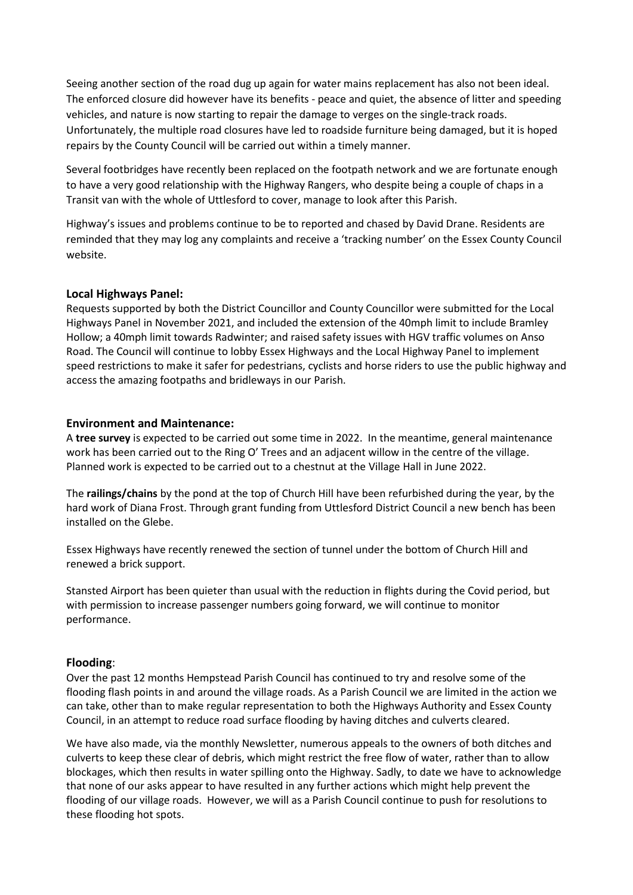Seeing another section of the road dug up again for water mains replacement has also not been ideal. The enforced closure did however have its benefits - peace and quiet, the absence of litter and speeding vehicles, and nature is now starting to repair the damage to verges on the single-track roads. Unfortunately, the multiple road closures have led to roadside furniture being damaged, but it is hoped repairs by the County Council will be carried out within a timely manner.

Several footbridges have recently been replaced on the footpath network and we are fortunate enough to have a very good relationship with the Highway Rangers, who despite being a couple of chaps in a Transit van with the whole of Uttlesford to cover, manage to look after this Parish.

Highway's issues and problems continue to be to reported and chased by David Drane. Residents are reminded that they may log any complaints and receive a 'tracking number' on the Essex County Council website.

### Local Highways Panel:

Requests supported by both the District Councillor and County Councillor were submitted for the Local Highways Panel in November 2021, and included the extension of the 40mph limit to include Bramley Hollow; a 40mph limit towards Radwinter; and raised safety issues with HGV traffic volumes on Anso Road. The Council will continue to lobby Essex Highways and the Local Highway Panel to implement speed restrictions to make it safer for pedestrians, cyclists and horse riders to use the public highway and access the amazing footpaths and bridleways in our Parish.

### Environment and Maintenance:

A **tree survey** is expected to be carried out some time in 2022. In the meantime, general maintenance work has been carried out to the Ring O' Trees and an adjacent willow in the centre of the village. Planned work is expected to be carried out to a chestnut at the Village Hall in June 2022.

The **railings/chains** by the pond at the top of Church Hill have been refurbished during the year, by the hard work of Diana Frost. Through grant funding from Uttlesford District Council a new bench has been installed on the Glebe.

Essex Highways have recently renewed the section of tunnel under the bottom of Church Hill and renewed a brick support.

Stansted Airport has been quieter than usual with the reduction in flights during the Covid period, but with permission to increase passenger numbers going forward, we will continue to monitor performance.

### Flooding:

Over the past 12 months Hempstead Parish Council has continued to try and resolve some of the flooding flash points in and around the village roads. As a Parish Council we are limited in the action we can take, other than to make regular representation to both the Highways Authority and Essex County Council, in an attempt to reduce road surface flooding by having ditches and culverts cleared.

We have also made, via the monthly Newsletter, numerous appeals to the owners of both ditches and culverts to keep these clear of debris, which might restrict the free flow of water, rather than to allow blockages, which then results in water spilling onto the Highway. Sadly, to date we have to acknowledge that none of our asks appear to have resulted in any further actions which might help prevent the flooding of our village roads. However, we will as a Parish Council continue to push for resolutions to these flooding hot spots.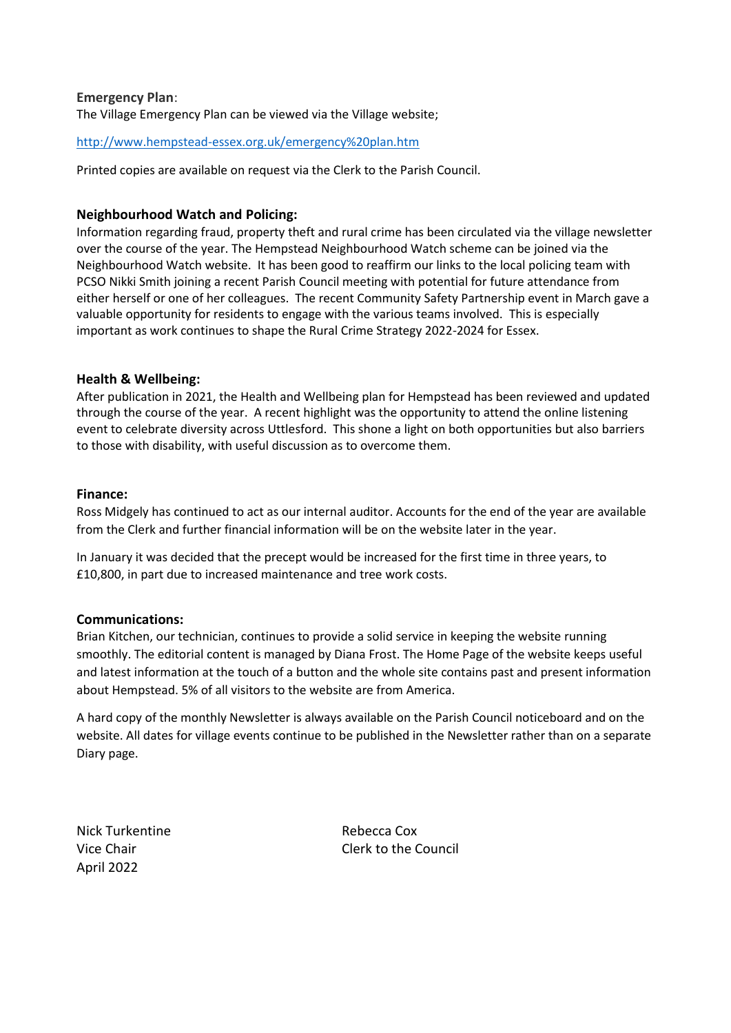**Emergency Plan**:
The Village Emergency Plan can be viewed via the Village website;

http://www.hempstead-essex.org.uk/emergency%20plan.htm

Printed copies are available on request via the Clerk to the Parish Council.

**Neighbourhood Watch and Policing:**
Information regarding fraud, property theft and rural crime has been circulated via the village newsletter over the course of the year. The Hempstead Neighbourhood Watch scheme can be joined via the Neighbourhood Watch website. It has been good to reaffirm our links to the local policing team with PCSO Nikki Smith joining a recent Parish Council meeting with potential for future attendance from either herself or one of her colleagues. The recent Community Safety Partnership event in March gave a valuable opportunity for residents to engage with the various teams involved. This is especially important as work continues to shape the Rural Crime Strategy 2022-2024 for Essex.

**Health & Wellbeing:**
After publication in 2021, the Health and Wellbeing plan for Hempstead has been reviewed and updated through the course of the year. A recent highlight was the opportunity to attend the online listening event to celebrate diversity across Uttlesford. This shone a light on both opportunities but also barriers to those with disability, with useful discussion as to overcome them.

**Finance:**
Ross Midgely has continued to act as our internal auditor. Accounts for the end of the year are available from the Clerk and further financial information will be on the website later in the year.

In January it was decided that the precept would be increased for the first time in three years, to £10,800, in part due to increased maintenance and tree work costs.

**Communications:**
Brian Kitchen, our technician, continues to provide a solid service in keeping the website running smoothly. The editorial content is managed by Diana Frost. The Home Page of the website keeps useful and latest information at the touch of a button and the whole site contains past and present information about Hempstead. 5% of all visitors to the website are from America.

A hard copy of the monthly Newsletter is always available on the Parish Council noticeboard and on the website. All dates for village events continue to be published in the Newsletter rather than on a separate Diary page.

Nick Turkentine
Vice Chair
April 2022

Rebecca Cox
Clerk to the Council